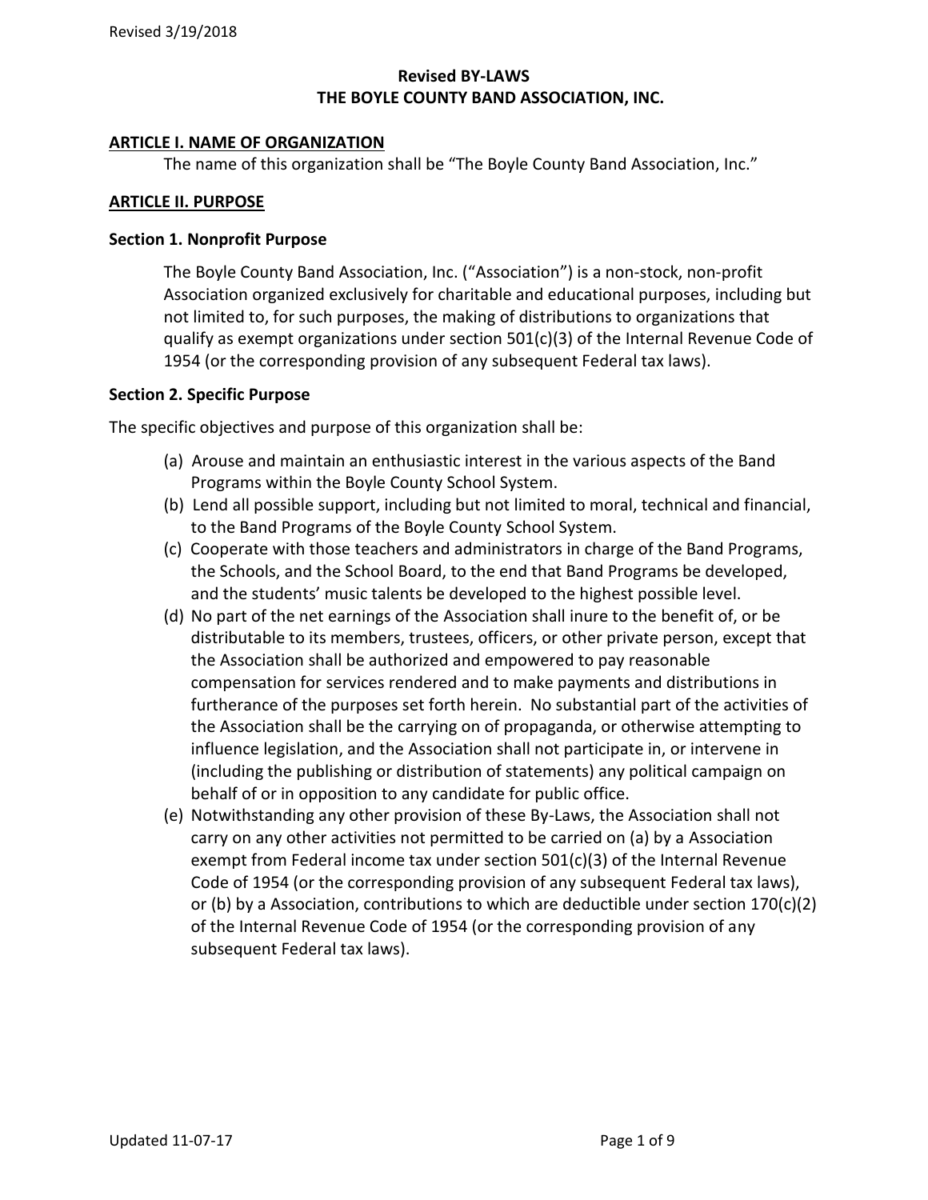# Revised BY-LAWS
# THE BOYLE COUNTY BAND ASSOCIATION, INC.

## ARTICLE I. NAME OF ORGANIZATION

The name of this organization shall be "The Boyle County Band Association, Inc."

## ARTICLE II. PURPOSE

### Section 1. Nonprofit Purpose

The Boyle County Band Association, Inc. ("Association") is a non-stock, non-profit Association organized exclusively for charitable and educational purposes, including but not limited to, for such purposes, the making of distributions to organizations that qualify as exempt organizations under section 501(c)(3) of the Internal Revenue Code of 1954 (or the corresponding provision of any subsequent Federal tax laws).

### Section 2. Specific Purpose

The specific objectives and purpose of this organization shall be:

(a) Arouse and maintain an enthusiastic interest in the various aspects of the Band Programs within the Boyle County School System.

(b) Lend all possible support, including but not limited to moral, technical and financial, to the Band Programs of the Boyle County School System.

(c) Cooperate with those teachers and administrators in charge of the Band Programs, the Schools, and the School Board, to the end that Band Programs be developed, and the students' music talents be developed to the highest possible level.

(d) No part of the net earnings of the Association shall inure to the benefit of, or be distributable to its members, trustees, officers, or other private person, except that the Association shall be authorized and empowered to pay reasonable compensation for services rendered and to make payments and distributions in furtherance of the purposes set forth herein. No substantial part of the activities of the Association shall be the carrying on of propaganda, or otherwise attempting to influence legislation, and the Association shall not participate in, or intervene in (including the publishing or distribution of statements) any political campaign on behalf of or in opposition to any candidate for public office.

(e) Notwithstanding any other provision of these By-Laws, the Association shall not carry on any other activities not permitted to be carried on (a) by a Association exempt from Federal income tax under section 501(c)(3) of the Internal Revenue Code of 1954 (or the corresponding provision of any subsequent Federal tax laws), or (b) by a Association, contributions to which are deductible under section 170(c)(2) of the Internal Revenue Code of 1954 (or the corresponding provision of any subsequent Federal tax laws).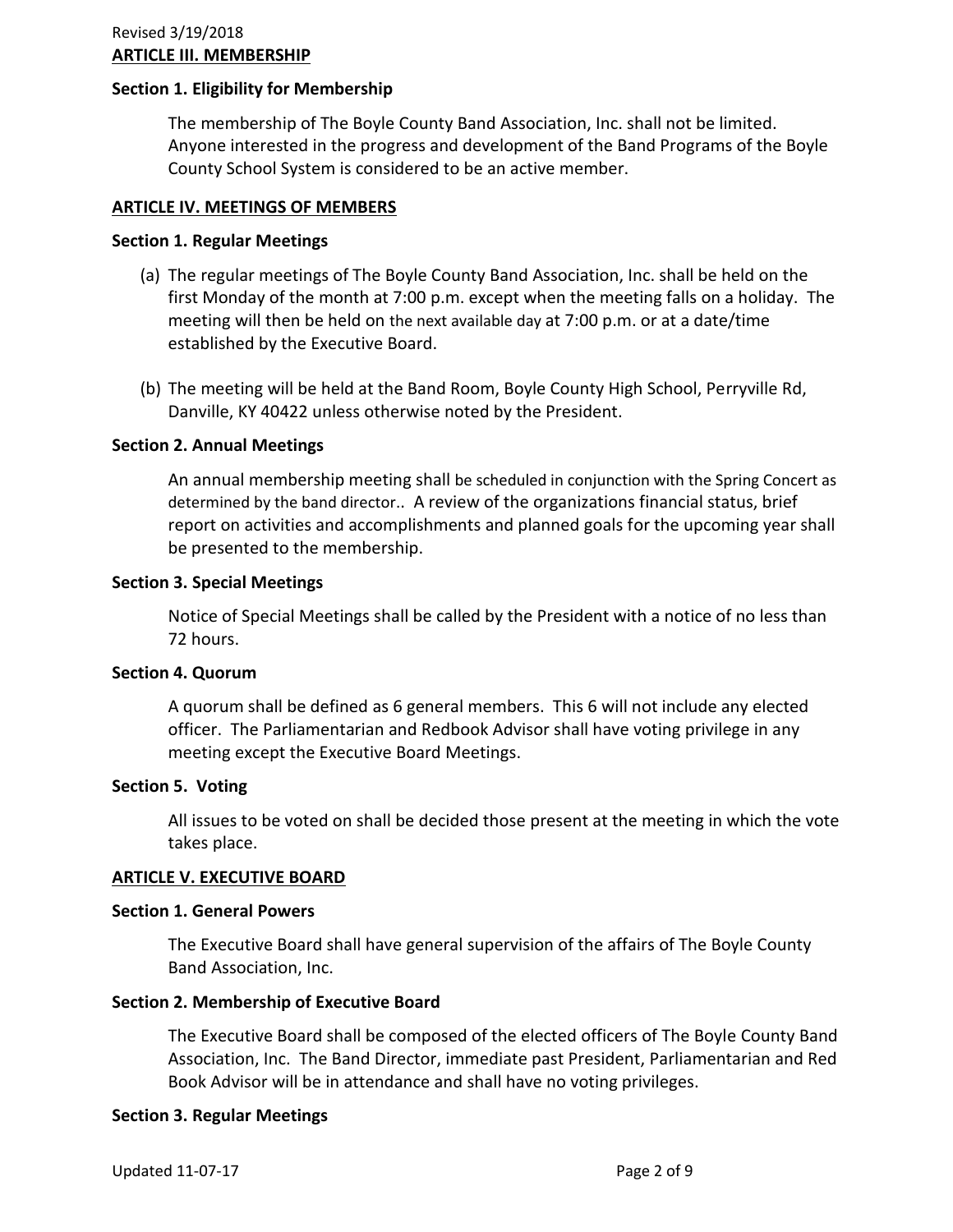## ARTICLE III. MEMBERSHIP

**Section 1. Eligibility for Membership**

The membership of The Boyle County Band Association, Inc. shall not be limited. Anyone interested in the progress and development of the Band Programs of the Boyle County School System is considered to be an active member.

## ARTICLE IV. MEETINGS OF MEMBERS

**Section 1. Regular Meetings**

(a) The regular meetings of The Boyle County Band Association, Inc. shall be held on the first Monday of the month at 7:00 p.m. except when the meeting falls on a holiday. The meeting will then be held on the next available day at 7:00 p.m. or at a date/time established by the Executive Board.

(b) The meeting will be held at the Band Room, Boyle County High School, Perryville Rd, Danville, KY 40422 unless otherwise noted by the President.

**Section 2. Annual Meetings**

An annual membership meeting shall be scheduled in conjunction with the Spring Concert as determined by the band director.. A review of the organizations financial status, brief report on activities and accomplishments and planned goals for the upcoming year shall be presented to the membership.

**Section 3. Special Meetings**

Notice of Special Meetings shall be called by the President with a notice of no less than 72 hours.

**Section 4. Quorum**

A quorum shall be defined as 6 general members. This 6 will not include any elected officer. The Parliamentarian and Redbook Advisor shall have voting privilege in any meeting except the Executive Board Meetings.

**Section 5. Voting**

All issues to be voted on shall be decided those present at the meeting in which the vote takes place.

## ARTICLE V. EXECUTIVE BOARD

**Section 1. General Powers**

The Executive Board shall have general supervision of the affairs of The Boyle County Band Association, Inc.

**Section 2. Membership of Executive Board**

The Executive Board shall be composed of the elected officers of The Boyle County Band Association, Inc. The Band Director, immediate past President, Parliamentarian and Red Book Advisor will be in attendance and shall have no voting privileges.

**Section 3. Regular Meetings**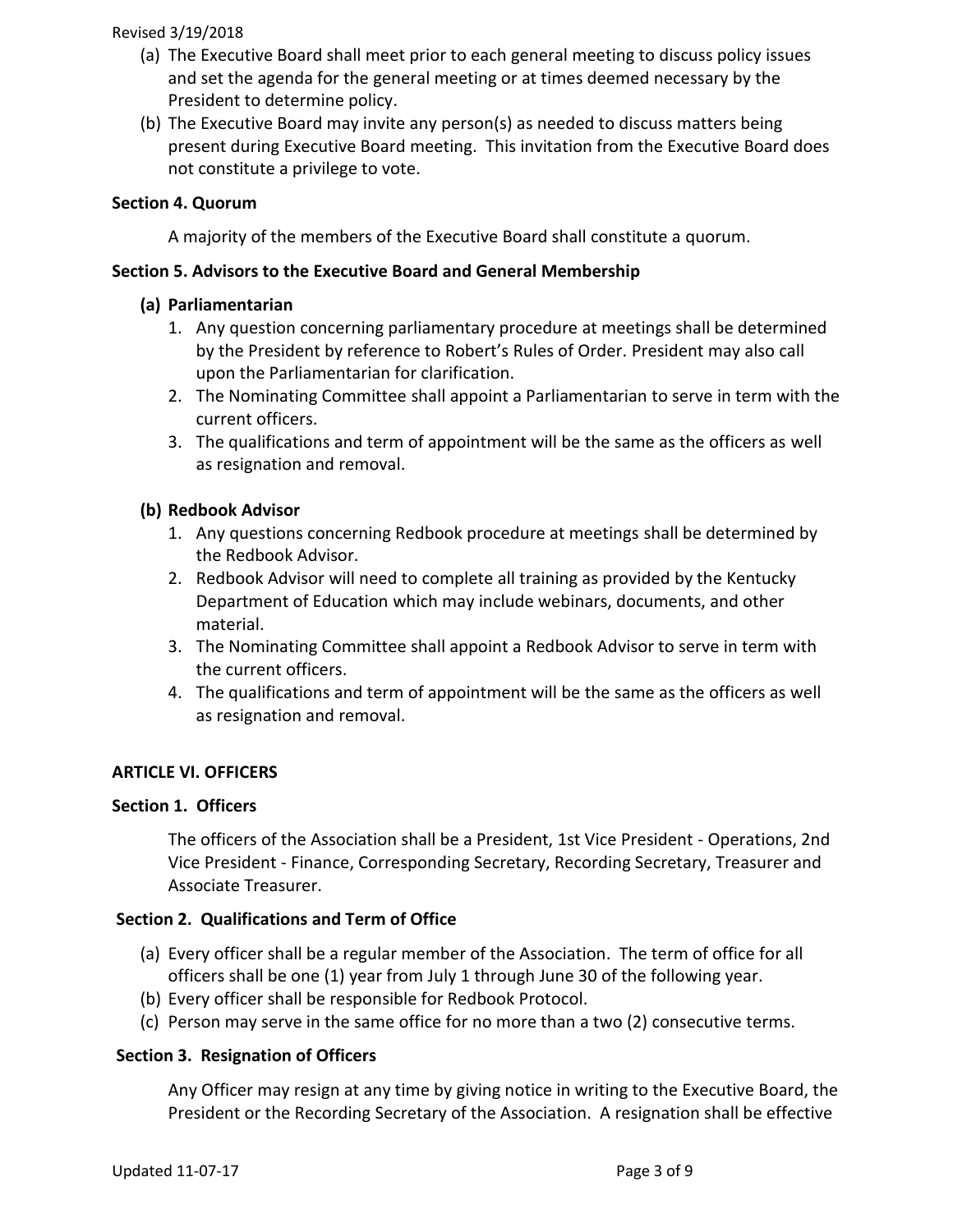(a) The Executive Board shall meet prior to each general meeting to discuss policy issues and set the agenda for the general meeting or at times deemed necessary by the President to determine policy.

(b) The Executive Board may invite any person(s) as needed to discuss matters being present during Executive Board meeting. This invitation from the Executive Board does not constitute a privilege to vote.

**Section 4. Quorum**

A majority of the members of the Executive Board shall constitute a quorum.

**Section 5. Advisors to the Executive Board and General Membership**

**(a) Parliamentarian**

1. Any question concerning parliamentary procedure at meetings shall be determined by the President by reference to Robert's Rules of Order. President may also call upon the Parliamentarian for clarification.
2. The Nominating Committee shall appoint a Parliamentarian to serve in term with the current officers.
3. The qualifications and term of appointment will be the same as the officers as well as resignation and removal.

**(b) Redbook Advisor**

1. Any questions concerning Redbook procedure at meetings shall be determined by the Redbook Advisor.
2. Redbook Advisor will need to complete all training as provided by the Kentucky Department of Education which may include webinars, documents, and other material.
3. The Nominating Committee shall appoint a Redbook Advisor to serve in term with the current officers.
4. The qualifications and term of appointment will be the same as the officers as well as resignation and removal.

**ARTICLE VI. OFFICERS**

**Section 1. Officers**

The officers of the Association shall be a President, 1st Vice President - Operations, 2nd Vice President - Finance, Corresponding Secretary, Recording Secretary, Treasurer and Associate Treasurer.

**Section 2. Qualifications and Term of Office**

(a) Every officer shall be a regular member of the Association. The term of office for all officers shall be one (1) year from July 1 through June 30 of the following year.

(b) Every officer shall be responsible for Redbook Protocol.

(c) Person may serve in the same office for no more than a two (2) consecutive terms.

**Section 3. Resignation of Officers**

Any Officer may resign at any time by giving notice in writing to the Executive Board, the President or the Recording Secretary of the Association. A resignation shall be effective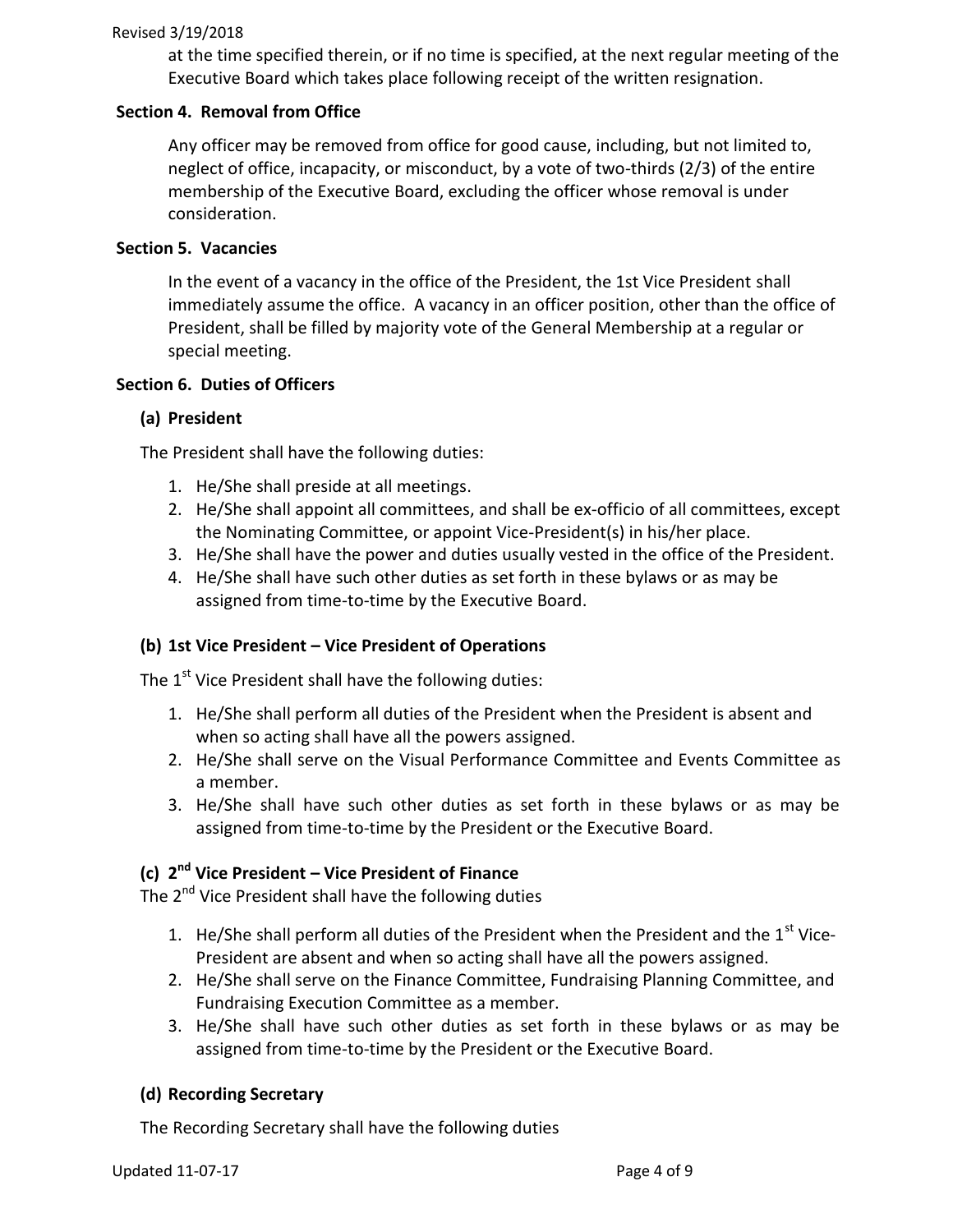at the time specified therein, or if no time is specified, at the next regular meeting of the Executive Board which takes place following receipt of the written resignation.

### Section 4. Removal from Office

Any officer may be removed from office for good cause, including, but not limited to, neglect of office, incapacity, or misconduct, by a vote of two-thirds (2/3) of the entire membership of the Executive Board, excluding the officer whose removal is under consideration.

### Section 5. Vacancies

In the event of a vacancy in the office of the President, the 1st Vice President shall immediately assume the office. A vacancy in an officer position, other than the office of President, shall be filled by majority vote of the General Membership at a regular or special meeting.

### Section 6. Duties of Officers

#### (a) President

The President shall have the following duties:

1. He/She shall preside at all meetings.
2. He/She shall appoint all committees, and shall be ex-officio of all committees, except the Nominating Committee, or appoint Vice-President(s) in his/her place.
3. He/She shall have the power and duties usually vested in the office of the President.
4. He/She shall have such other duties as set forth in these bylaws or as may be assigned from time-to-time by the Executive Board.

#### (b) 1st Vice President – Vice President of Operations

The 1st Vice President shall have the following duties:

1. He/She shall perform all duties of the President when the President is absent and when so acting shall have all the powers assigned.
2. He/She shall serve on the Visual Performance Committee and Events Committee as a member.
3. He/She shall have such other duties as set forth in these bylaws or as may be assigned from time-to-time by the President or the Executive Board.

#### (c) 2nd Vice President – Vice President of Finance

The 2nd Vice President shall have the following duties

1. He/She shall perform all duties of the President when the President and the 1st Vice-President are absent and when so acting shall have all the powers assigned.
2. He/She shall serve on the Finance Committee, Fundraising Planning Committee, and Fundraising Execution Committee as a member.
3. He/She shall have such other duties as set forth in these bylaws or as may be assigned from time-to-time by the President or the Executive Board.

#### (d) Recording Secretary

The Recording Secretary shall have the following duties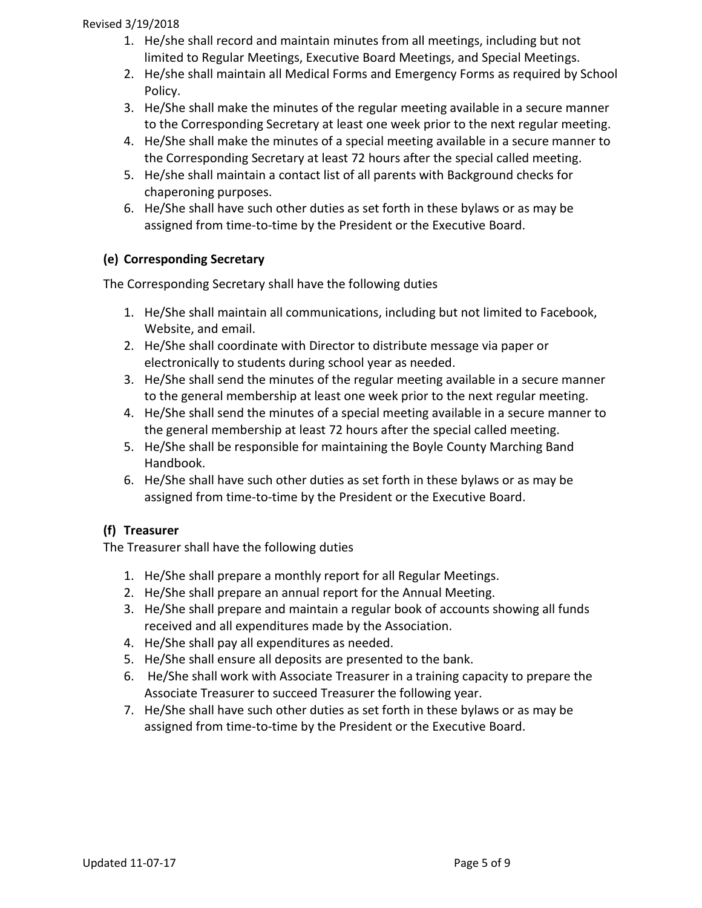1. He/she shall record and maintain minutes from all meetings, including but not limited to Regular Meetings, Executive Board Meetings, and Special Meetings.
2. He/she shall maintain all Medical Forms and Emergency Forms as required by School Policy.
3. He/She shall make the minutes of the regular meeting available in a secure manner to the Corresponding Secretary at least one week prior to the next regular meeting.
4. He/She shall make the minutes of a special meeting available in a secure manner to the Corresponding Secretary at least 72 hours after the special called meeting.
5. He/she shall maintain a contact list of all parents with Background checks for chaperoning purposes.
6. He/She shall have such other duties as set forth in these bylaws or as may be assigned from time-to-time by the President or the Executive Board.

**(e) Corresponding Secretary**

The Corresponding Secretary shall have the following duties

1. He/She shall maintain all communications, including but not limited to Facebook, Website, and email.
2. He/She shall coordinate with Director to distribute message via paper or electronically to students during school year as needed.
3. He/She shall send the minutes of the regular meeting available in a secure manner to the general membership at least one week prior to the next regular meeting.
4. He/She shall send the minutes of a special meeting available in a secure manner to the general membership at least 72 hours after the special called meeting.
5. He/She shall be responsible for maintaining the Boyle County Marching Band Handbook.
6. He/She shall have such other duties as set forth in these bylaws or as may be assigned from time-to-time by the President or the Executive Board.

**(f) Treasurer**

The Treasurer shall have the following duties

1. He/She shall prepare a monthly report for all Regular Meetings.
2. He/She shall prepare an annual report for the Annual Meeting.
3. He/She shall prepare and maintain a regular book of accounts showing all funds received and all expenditures made by the Association.
4. He/She shall pay all expenditures as needed.
5. He/She shall ensure all deposits are presented to the bank.
6. He/She shall work with Associate Treasurer in a training capacity to prepare the Associate Treasurer to succeed Treasurer the following year.
7. He/She shall have such other duties as set forth in these bylaws or as may be assigned from time-to-time by the President or the Executive Board.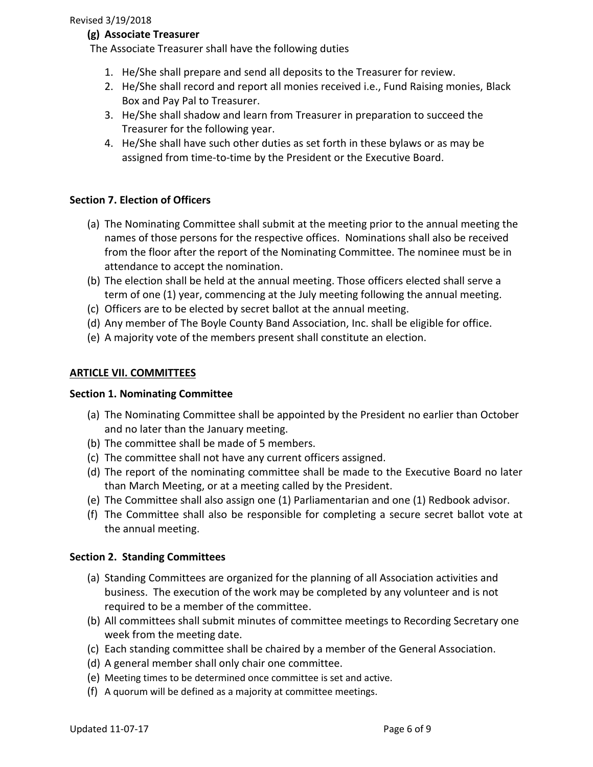**(g) Associate Treasurer**

The Associate Treasurer shall have the following duties

1. He/She shall prepare and send all deposits to the Treasurer for review.
2. He/She shall record and report all monies received i.e., Fund Raising monies, Black Box and Pay Pal to Treasurer.
3. He/She shall shadow and learn from Treasurer in preparation to succeed the Treasurer for the following year.
4. He/She shall have such other duties as set forth in these bylaws or as may be assigned from time-to-time by the President or the Executive Board.

**Section 7. Election of Officers**

(a) The Nominating Committee shall submit at the meeting prior to the annual meeting the names of those persons for the respective offices. Nominations shall also be received from the floor after the report of the Nominating Committee. The nominee must be in attendance to accept the nomination.
(b) The election shall be held at the annual meeting. Those officers elected shall serve a term of one (1) year, commencing at the July meeting following the annual meeting.
(c) Officers are to be elected by secret ballot at the annual meeting.
(d) Any member of The Boyle County Band Association, Inc. shall be eligible for office.
(e) A majority vote of the members present shall constitute an election.

## ARTICLE VII. COMMITTEES

**Section 1. Nominating Committee**

(a) The Nominating Committee shall be appointed by the President no earlier than October and no later than the January meeting.
(b) The committee shall be made of 5 members.
(c) The committee shall not have any current officers assigned.
(d) The report of the nominating committee shall be made to the Executive Board no later than March Meeting, or at a meeting called by the President.
(e) The Committee shall also assign one (1) Parliamentarian and one (1) Redbook advisor.
(f) The Committee shall also be responsible for completing a secure secret ballot vote at the annual meeting.

**Section 2. Standing Committees**

(a) Standing Committees are organized for the planning of all Association activities and business. The execution of the work may be completed by any volunteer and is not required to be a member of the committee.
(b) All committees shall submit minutes of committee meetings to Recording Secretary one week from the meeting date.
(c) Each standing committee shall be chaired by a member of the General Association.
(d) A general member shall only chair one committee.
(e) Meeting times to be determined once committee is set and active.
(f) A quorum will be defined as a majority at committee meetings.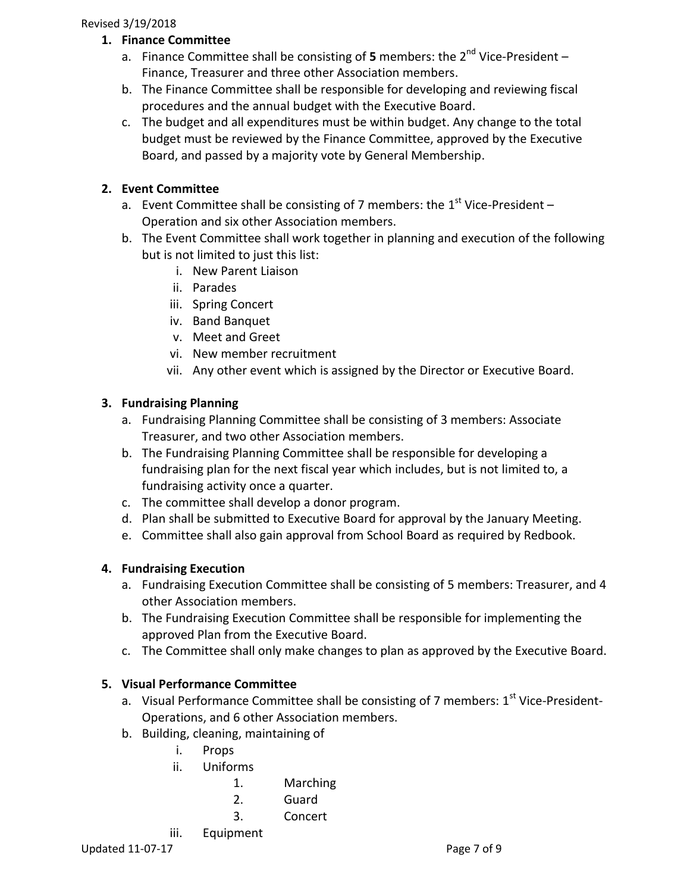1. **Finance Committee**
    a. Finance Committee shall be consisting of **5** members: the 2nd Vice-President – Finance, Treasurer and three other Association members.
    b. The Finance Committee shall be responsible for developing and reviewing fiscal procedures and the annual budget with the Executive Board.
    c. The budget and all expenditures must be within budget. Any change to the total budget must be reviewed by the Finance Committee, approved by the Executive Board, and passed by a majority vote by General Membership.

2. **Event Committee**
    a. Event Committee shall be consisting of 7 members: the 1st Vice-President – Operation and six other Association members.
    b. The Event Committee shall work together in planning and execution of the following but is not limited to just this list:
        i. New Parent Liaison
        ii. Parades
        iii. Spring Concert
        iv. Band Banquet
        v. Meet and Greet
        vi. New member recruitment
        vii. Any other event which is assigned by the Director or Executive Board.

3. **Fundraising Planning**
    a. Fundraising Planning Committee shall be consisting of 3 members: Associate Treasurer, and two other Association members.
    b. The Fundraising Planning Committee shall be responsible for developing a fundraising plan for the next fiscal year which includes, but is not limited to, a fundraising activity once a quarter.
    c. The committee shall develop a donor program.
    d. Plan shall be submitted to Executive Board for approval by the January Meeting.
    e. Committee shall also gain approval from School Board as required by Redbook.

4. **Fundraising Execution**
    a. Fundraising Execution Committee shall be consisting of 5 members: Treasurer, and 4 other Association members.
    b. The Fundraising Execution Committee shall be responsible for implementing the approved Plan from the Executive Board.
    c. The Committee shall only make changes to plan as approved by the Executive Board.

5. **Visual Performance Committee**
    a. Visual Performance Committee shall be consisting of 7 members: 1st Vice-President-Operations, and 6 other Association members.
    b. Building, cleaning, maintaining of
        i. Props
        ii. Uniforms
            1. Marching
            2. Guard
            3. Concert
        iii. Equipment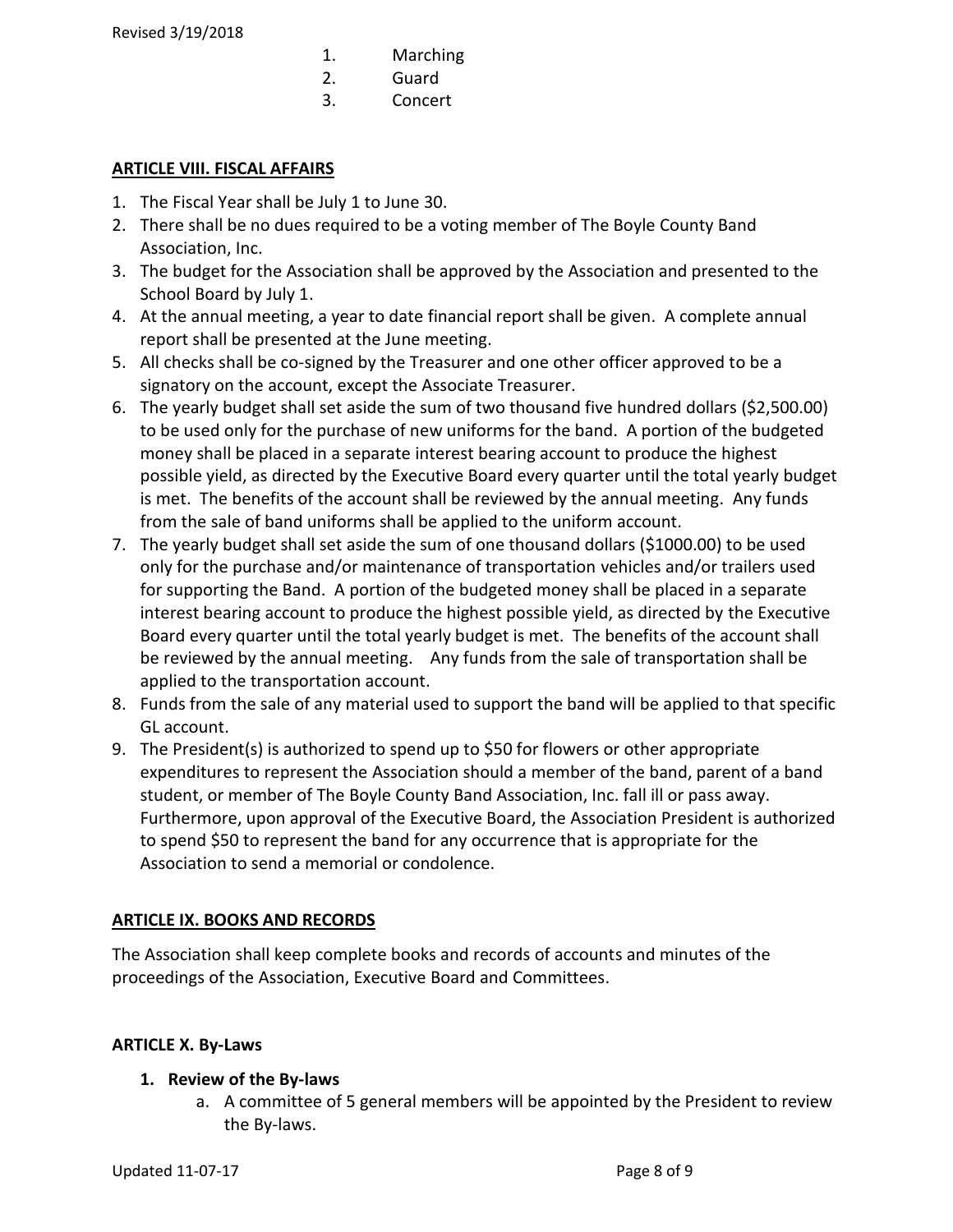1. Marching
2. Guard
3. Concert

## ARTICLE VIII. FISCAL AFFAIRS

1. The Fiscal Year shall be July 1 to June 30.
2. There shall be no dues required to be a voting member of The Boyle County Band Association, Inc.
3. The budget for the Association shall be approved by the Association and presented to the School Board by July 1.
4. At the annual meeting, a year to date financial report shall be given. A complete annual report shall be presented at the June meeting.
5. All checks shall be co-signed by the Treasurer and one other officer approved to be a signatory on the account, except the Associate Treasurer.
6. The yearly budget shall set aside the sum of two thousand five hundred dollars ($2,500.00) to be used only for the purchase of new uniforms for the band. A portion of the budgeted money shall be placed in a separate interest bearing account to produce the highest possible yield, as directed by the Executive Board every quarter until the total yearly budget is met. The benefits of the account shall be reviewed by the annual meeting. Any funds from the sale of band uniforms shall be applied to the uniform account.
7. The yearly budget shall set aside the sum of one thousand dollars ($1000.00) to be used only for the purchase and/or maintenance of transportation vehicles and/or trailers used for supporting the Band. A portion of the budgeted money shall be placed in a separate interest bearing account to produce the highest possible yield, as directed by the Executive Board every quarter until the total yearly budget is met. The benefits of the account shall be reviewed by the annual meeting. Any funds from the sale of transportation shall be applied to the transportation account.
8. Funds from the sale of any material used to support the band will be applied to that specific GL account.
9. The President(s) is authorized to spend up to $50 for flowers or other appropriate expenditures to represent the Association should a member of the band, parent of a band student, or member of The Boyle County Band Association, Inc. fall ill or pass away. Furthermore, upon approval of the Executive Board, the Association President is authorized to spend $50 to represent the band for any occurrence that is appropriate for the Association to send a memorial or condolence.

## ARTICLE IX. BOOKS AND RECORDS

The Association shall keep complete books and records of accounts and minutes of the proceedings of the Association, Executive Board and Committees.

## ARTICLE X. By-Laws

1. **Review of the By-laws**
   a. A committee of 5 general members will be appointed by the President to review the By-laws.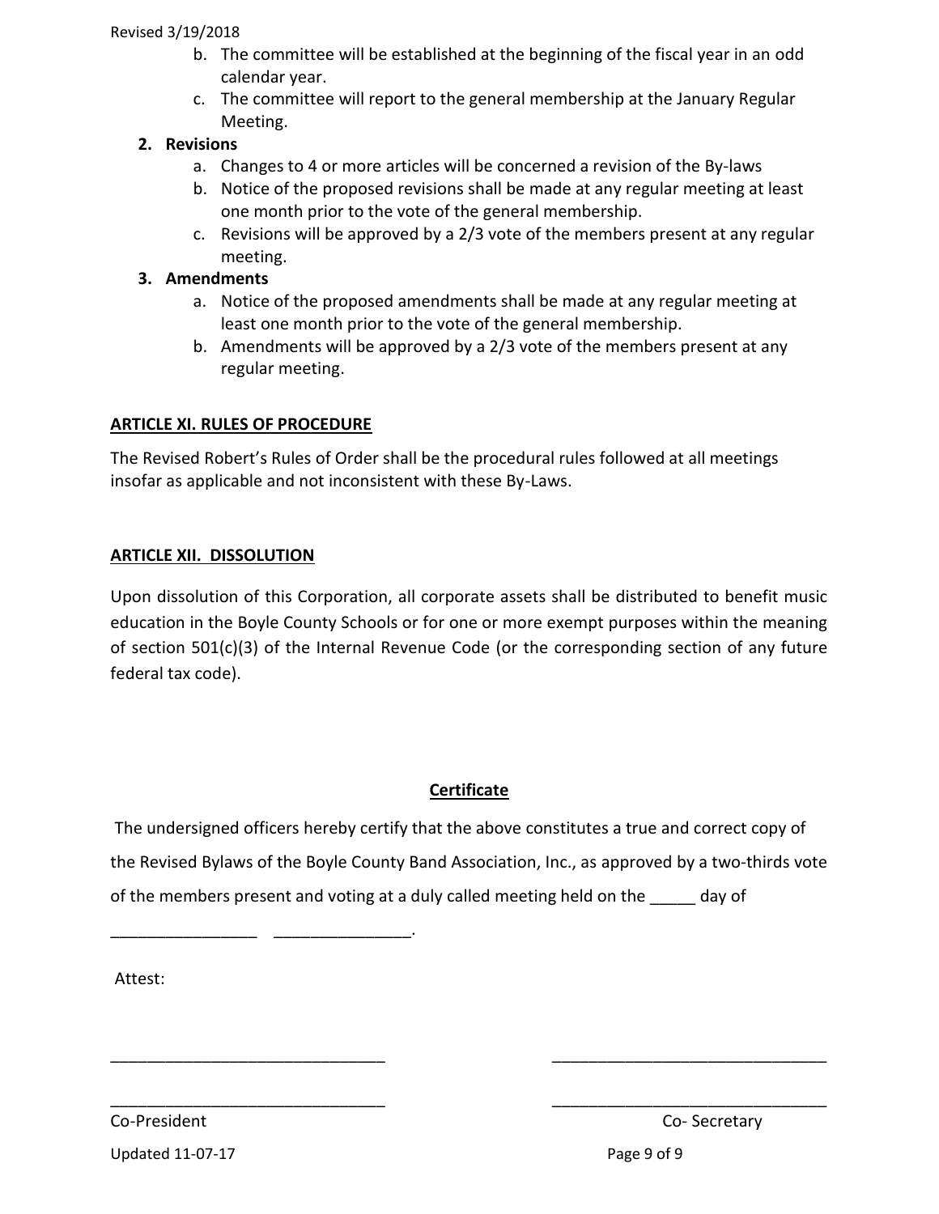b. The committee will be established at the beginning of the fiscal year in an odd calendar year.
c. The committee will report to the general membership at the January Regular Meeting.

**2. Revisions**

a. Changes to 4 or more articles will be concerned a revision of the By-laws
b. Notice of the proposed revisions shall be made at any regular meeting at least one month prior to the vote of the general membership.
c. Revisions will be approved by a 2/3 vote of the members present at any regular meeting.

**3. Amendments**

a. Notice of the proposed amendments shall be made at any regular meeting at least one month prior to the vote of the general membership.
b. Amendments will be approved by a 2/3 vote of the members present at any regular meeting.

**ARTICLE XI. RULES OF PROCEDURE**

The Revised Robert's Rules of Order shall be the procedural rules followed at all meetings insofar as applicable and not inconsistent with these By-Laws.

**ARTICLE XII. DISSOLUTION**

Upon dissolution of this Corporation, all corporate assets shall be distributed to benefit music education in the Boyle County Schools or for one or more exempt purposes within the meaning of section 501(c)(3) of the Internal Revenue Code (or the corresponding section of any future federal tax code).

**Certificate**

The undersigned officers hereby certify that the above constitutes a true and correct copy of the Revised Bylaws of the Boyle County Band Association, Inc., as approved by a two-thirds vote of the members present and voting at a duly called meeting held on the _____ day of

________________ _______________.

Attest:

______________________________ ______________________________

______________________________ ______________________________

Co-President Co- Secretary